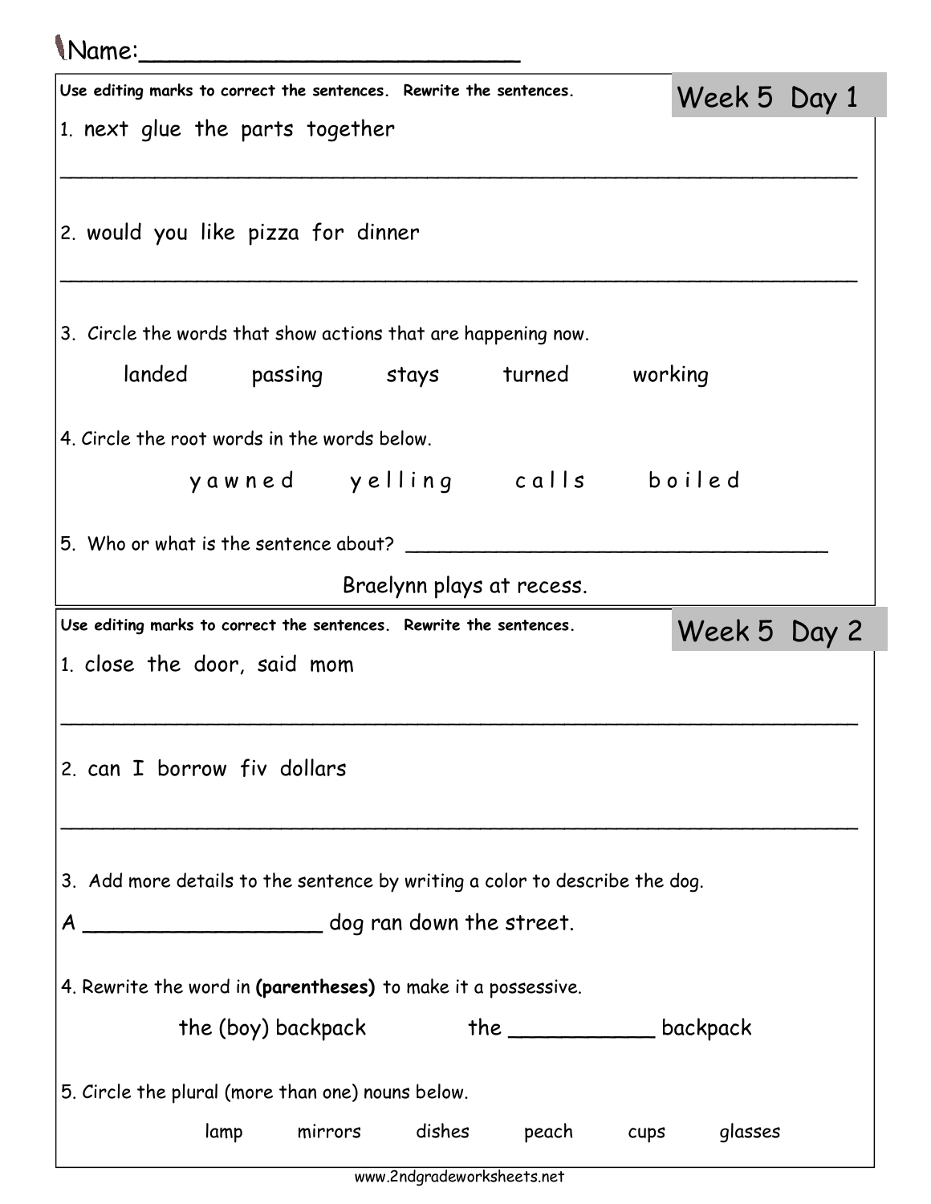Name:___________________________

## Week 5 Day 1

**Use editing marks to correct the sentences. Rewrite the sentences.**

1. next glue the parts together

_______________________________________________________________

2. would you like pizza for dinner

_______________________________________________________________

3. Circle the words that show actions that are happening now.

landed passing stays turned working

4. Circle the root words in the words below.

y a w n e d y e l l i n g c a l l s b o i l e d

5. Who or what is the sentence about? ___________________________________

Braelynn plays at recess.

## Week 5 Day 2

**Use editing marks to correct the sentences. Rewrite the sentences.**

1. close the door, said mom

_______________________________________________________________

2. can I borrow fiv dollars

_______________________________________________________________

3. Add more details to the sentence by writing a color to describe the dog.

A ___________________ dog ran down the street.

4. Rewrite the word in **(parentheses)** to make it a possessive.

the (boy) backpack the ____________ backpack

5. Circle the plural (more than one) nouns below.

lamp mirrors dishes peach cups glasses

www.2ndgradeworksheets.net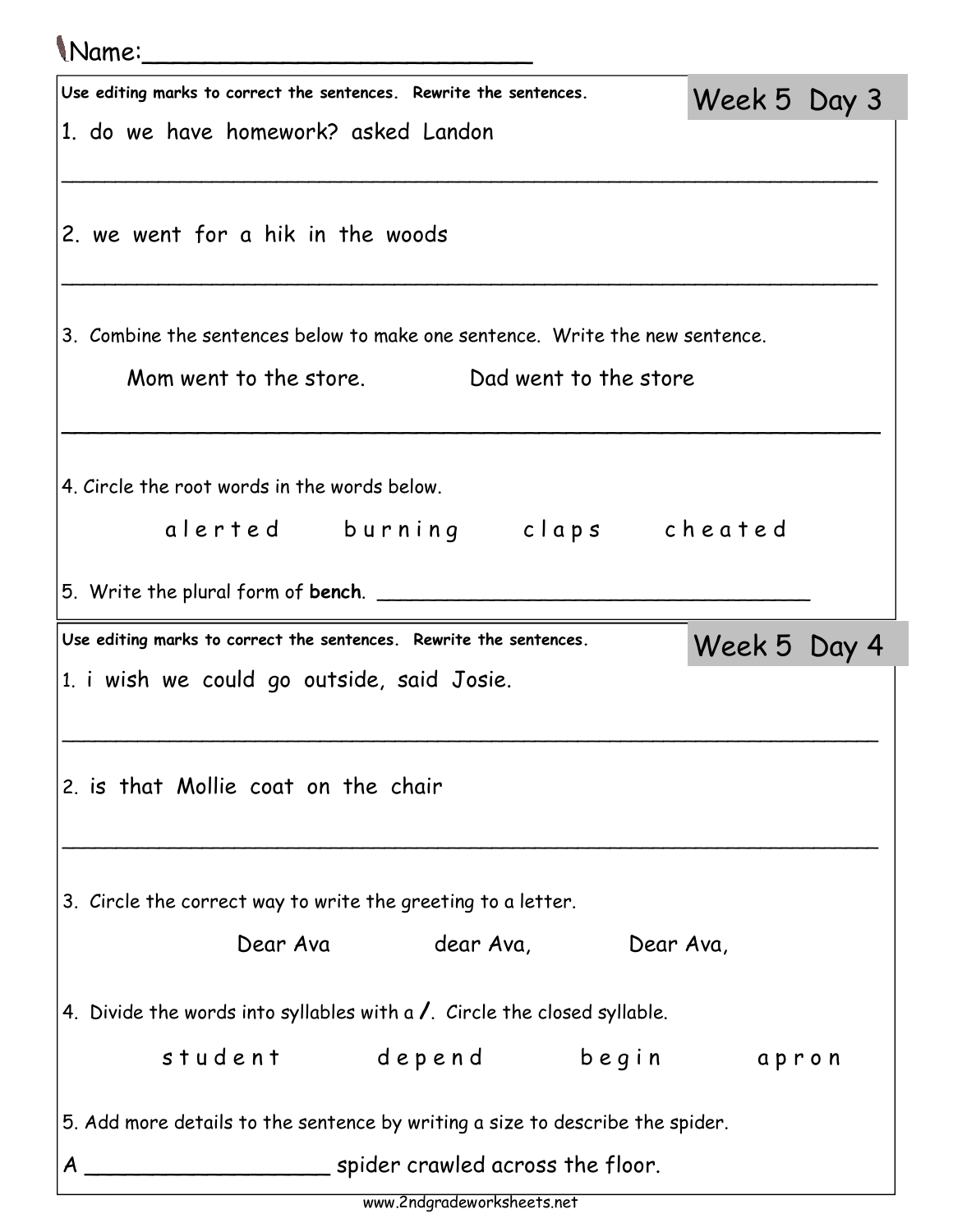Name:___________________________

## Week 5 Day 3

**Use editing marks to correct the sentences. Rewrite the sentences.**

1. do we have homework? asked Landon

_______________________________________________________________

2. we went for a hik in the woods

_______________________________________________________________

3. Combine the sentences below to make one sentence. Write the new sentence.

   Mom went to the store.            Dad went to the store

_______________________________________________________________

4. Circle the root words in the words below.

   a l e r t e d     b u r n i n g     c l a p s     c h e a t e d

5. Write the plural form of **bench**. ________________________________

## Week 5 Day 4

**Use editing marks to correct the sentences. Rewrite the sentences.**

1. i wish we could go outside, said Josie.

_______________________________________________________________

2. is that Mollie coat on the chair

_______________________________________________________________

3. Circle the correct way to write the greeting to a letter.

   Dear Ava          dear Ava,          Dear Ava,

4. Divide the words into syllables with a **/**. Circle the closed syllable.

   s t u d e n t     d e p e n d     b e g i n     a p r o n

5. Add more details to the sentence by writing a size to describe the spider.

A __________________ spider crawled across the floor.

www.2ndgradeworksheets.net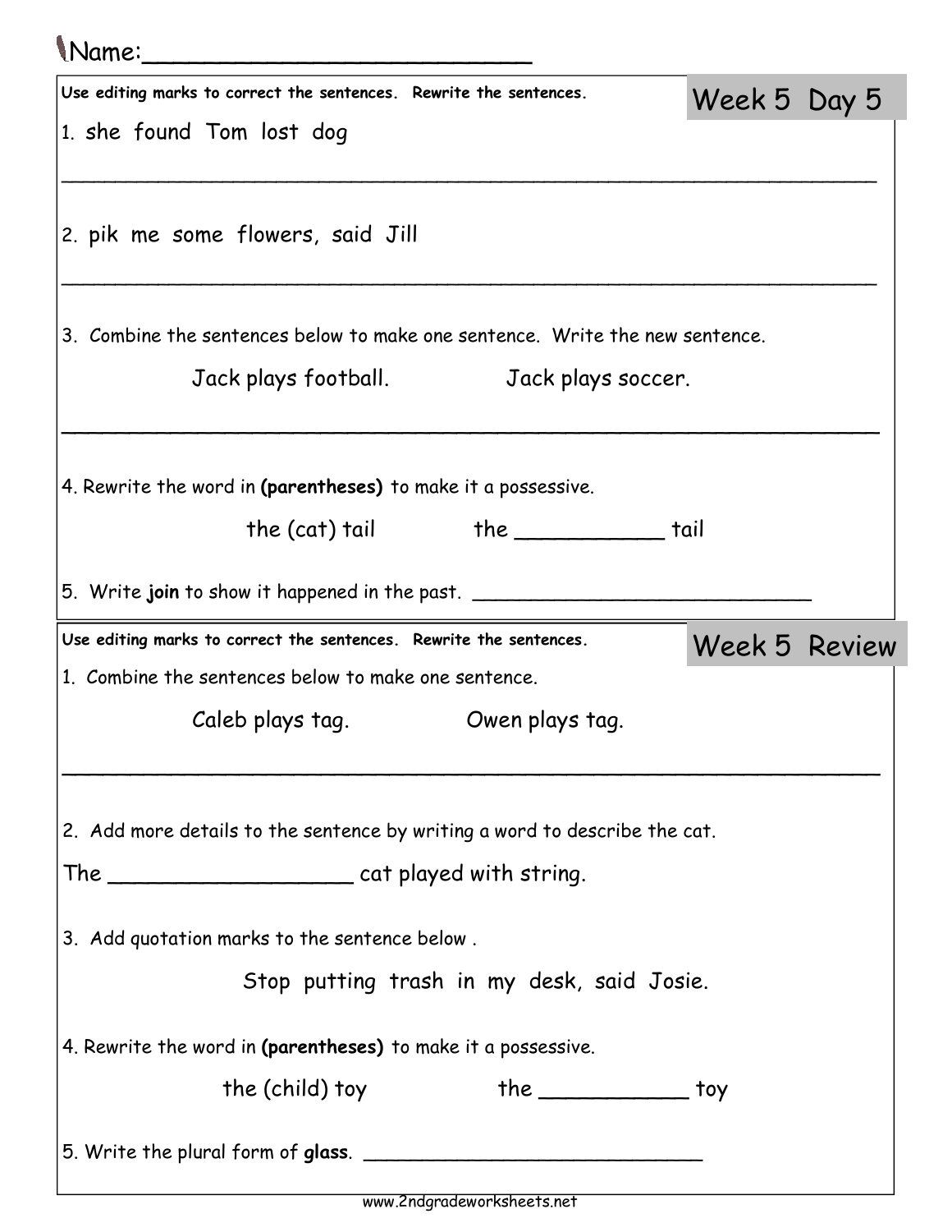Name:___________________________

## Week 5 Day 5

**Use editing marks to correct the sentences. Rewrite the sentences.**

1. she found Tom lost dog

_______________________________________________________________

2. pik me some flowers, said Jill

_______________________________________________________________

3. Combine the sentences below to make one sentence. Write the new sentence.

Jack plays football. Jack plays soccer.

_______________________________________________________________

4. Rewrite the word in **(parentheses)** to make it a possessive.

the (cat) tail the ___________ tail

5. Write **join** to show it happened in the past. ___________________________

## Week 5 Review

**Use editing marks to correct the sentences. Rewrite the sentences.**

1. Combine the sentences below to make one sentence.

Caleb plays tag. Owen plays tag.

_______________________________________________________________

2. Add more details to the sentence by writing a word to describe the cat.

The __________________ cat played with string.

3. Add quotation marks to the sentence below .

Stop putting trash in my desk, said Josie.

4. Rewrite the word in **(parentheses)** to make it a possessive.

the (child) toy the ___________ toy

5. Write the plural form of **glass**. ___________________________

www.2ndgradeworksheets.net